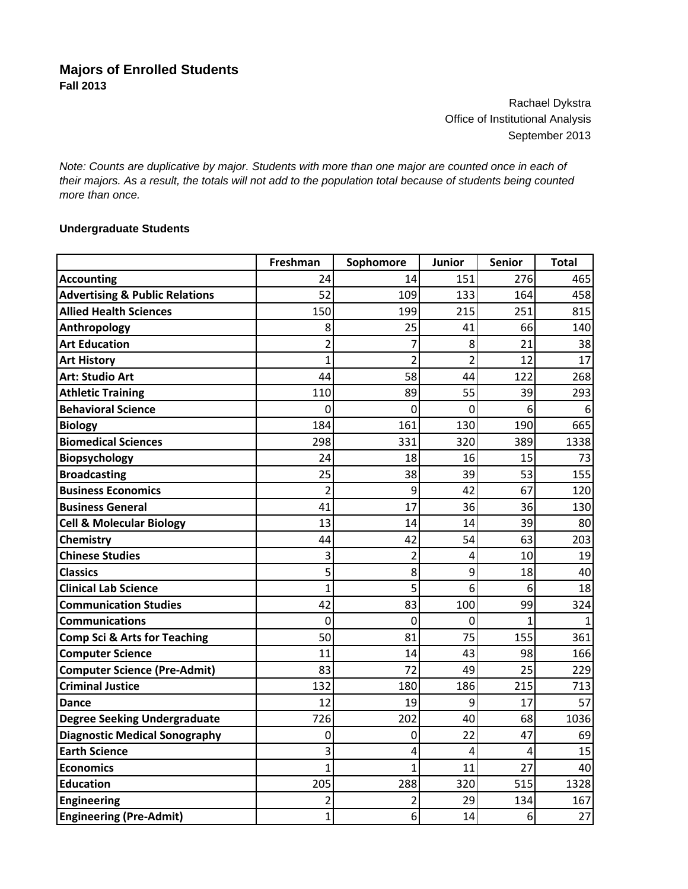# Majors of Enrolled Students
**Fall 2013**

Rachael Dykstra
Office of Institutional Analysis
September 2013

*Note: Counts are duplicative by major. Students with more than one major are counted once in each of their majors. As a result, the totals will not add to the population total because of students being counted more than once.*

### Undergraduate Students

| | Freshman | Sophomore | Junior | Senior | Total |
|---|---|---|---|---|---|
| **Accounting** | 24 | 14 | 151 | 276 | 465 |
| **Advertising & Public Relations** | 52 | 109 | 133 | 164 | 458 |
| **Allied Health Sciences** | 150 | 199 | 215 | 251 | 815 |
| **Anthropology** | 8 | 25 | 41 | 66 | 140 |
| **Art Education** | 2 | 7 | 8 | 21 | 38 |
| **Art History** | 1 | 2 | 2 | 12 | 17 |
| **Art: Studio Art** | 44 | 58 | 44 | 122 | 268 |
| **Athletic Training** | 110 | 89 | 55 | 39 | 293 |
| **Behavioral Science** | 0 | 0 | 0 | 6 | 6 |
| **Biology** | 184 | 161 | 130 | 190 | 665 |
| **Biomedical Sciences** | 298 | 331 | 320 | 389 | 1338 |
| **Biopsychology** | 24 | 18 | 16 | 15 | 73 |
| **Broadcasting** | 25 | 38 | 39 | 53 | 155 |
| **Business Economics** | 2 | 9 | 42 | 67 | 120 |
| **Business General** | 41 | 17 | 36 | 36 | 130 |
| **Cell & Molecular Biology** | 13 | 14 | 14 | 39 | 80 |
| **Chemistry** | 44 | 42 | 54 | 63 | 203 |
| **Chinese Studies** | 3 | 2 | 4 | 10 | 19 |
| **Classics** | 5 | 8 | 9 | 18 | 40 |
| **Clinical Lab Science** | 1 | 5 | 6 | 6 | 18 |
| **Communication Studies** | 42 | 83 | 100 | 99 | 324 |
| **Communications** | 0 | 0 | 0 | 1 | 1 |
| **Comp Sci & Arts for Teaching** | 50 | 81 | 75 | 155 | 361 |
| **Computer Science** | 11 | 14 | 43 | 98 | 166 |
| **Computer Science (Pre-Admit)** | 83 | 72 | 49 | 25 | 229 |
| **Criminal Justice** | 132 | 180 | 186 | 215 | 713 |
| **Dance** | 12 | 19 | 9 | 17 | 57 |
| **Degree Seeking Undergraduate** | 726 | 202 | 40 | 68 | 1036 |
| **Diagnostic Medical Sonography** | 0 | 0 | 22 | 47 | 69 |
| **Earth Science** | 3 | 4 | 4 | 4 | 15 |
| **Economics** | 1 | 1 | 11 | 27 | 40 |
| **Education** | 205 | 288 | 320 | 515 | 1328 |
| **Engineering** | 2 | 2 | 29 | 134 | 167 |
| **Engineering (Pre-Admit)** | 1 | 6 | 14 | 6 | 27 |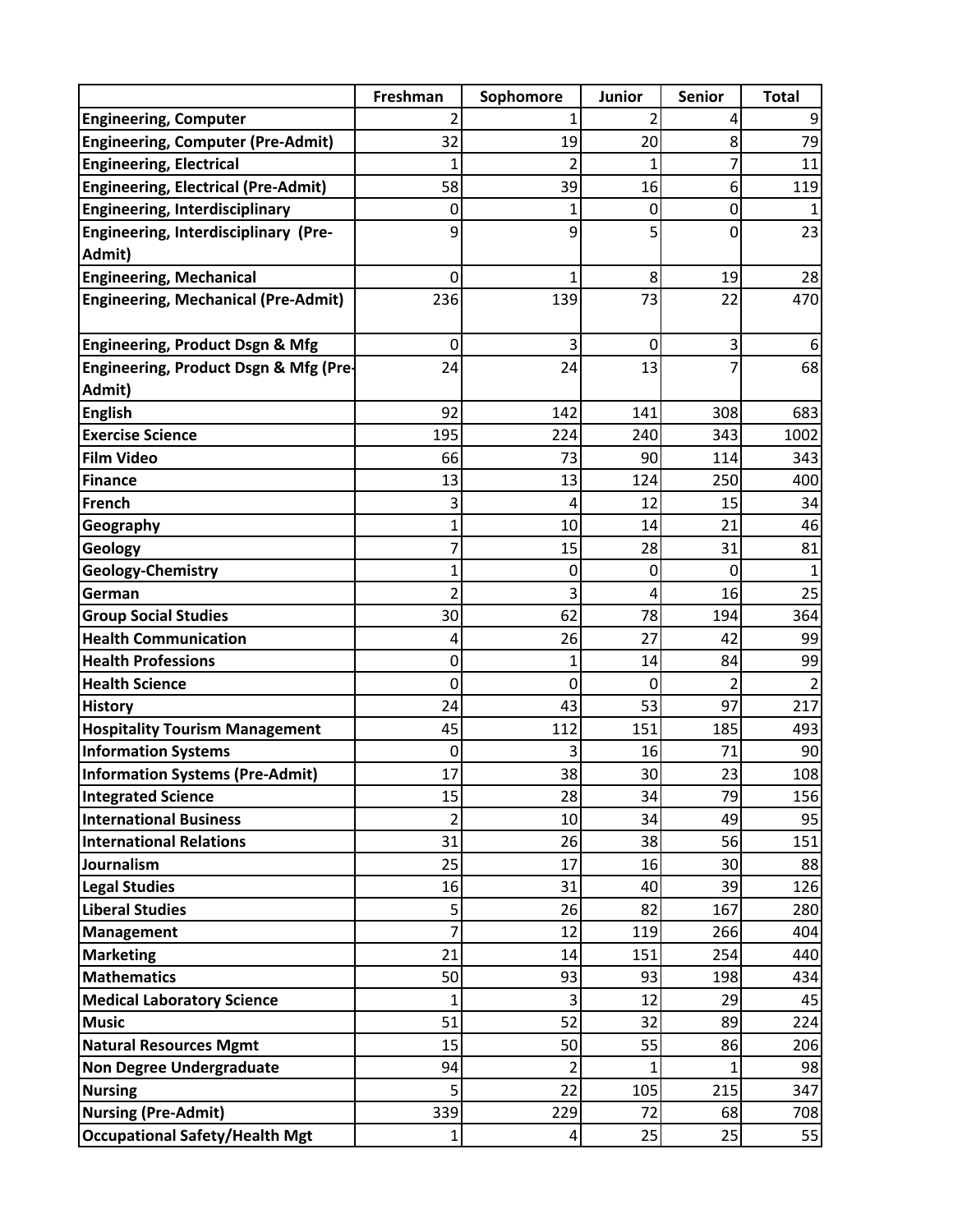| | Freshman | Sophomore | Junior | Senior | Total |
|---|---|---|---|---|---|
| **Engineering, Computer** | 2 | 1 | 2 | 4 | 9 |
| **Engineering, Computer (Pre-Admit)** | 32 | 19 | 20 | 8 | 79 |
| **Engineering, Electrical** | 1 | 2 | 1 | 7 | 11 |
| **Engineering, Electrical (Pre-Admit)** | 58 | 39 | 16 | 6 | 119 |
| **Engineering, Interdisciplinary** | 0 | 1 | 0 | 0 | 1 |
| **Engineering, Interdisciplinary (Pre-Admit)** | 9 | 9 | 5 | 0 | 23 |
| **Engineering, Mechanical** | 0 | 1 | 8 | 19 | 28 |
| **Engineering, Mechanical (Pre-Admit)** | 236 | 139 | 73 | 22 | 470 |
| **Engineering, Product Dsgn & Mfg** | 0 | 3 | 0 | 3 | 6 |
| **Engineering, Product Dsgn & Mfg (Pre-Admit)** | 24 | 24 | 13 | 7 | 68 |
| **English** | 92 | 142 | 141 | 308 | 683 |
| **Exercise Science** | 195 | 224 | 240 | 343 | 1002 |
| **Film Video** | 66 | 73 | 90 | 114 | 343 |
| **Finance** | 13 | 13 | 124 | 250 | 400 |
| **French** | 3 | 4 | 12 | 15 | 34 |
| **Geography** | 1 | 10 | 14 | 21 | 46 |
| **Geology** | 7 | 15 | 28 | 31 | 81 |
| **Geology-Chemistry** | 1 | 0 | 0 | 0 | 1 |
| **German** | 2 | 3 | 4 | 16 | 25 |
| **Group Social Studies** | 30 | 62 | 78 | 194 | 364 |
| **Health Communication** | 4 | 26 | 27 | 42 | 99 |
| **Health Professions** | 0 | 1 | 14 | 84 | 99 |
| **Health Science** | 0 | 0 | 0 | 2 | 2 |
| **History** | 24 | 43 | 53 | 97 | 217 |
| **Hospitality Tourism Management** | 45 | 112 | 151 | 185 | 493 |
| **Information Systems** | 0 | 3 | 16 | 71 | 90 |
| **Information Systems (Pre-Admit)** | 17 | 38 | 30 | 23 | 108 |
| **Integrated Science** | 15 | 28 | 34 | 79 | 156 |
| **International Business** | 2 | 10 | 34 | 49 | 95 |
| **International Relations** | 31 | 26 | 38 | 56 | 151 |
| **Journalism** | 25 | 17 | 16 | 30 | 88 |
| **Legal Studies** | 16 | 31 | 40 | 39 | 126 |
| **Liberal Studies** | 5 | 26 | 82 | 167 | 280 |
| **Management** | 7 | 12 | 119 | 266 | 404 |
| **Marketing** | 21 | 14 | 151 | 254 | 440 |
| **Mathematics** | 50 | 93 | 93 | 198 | 434 |
| **Medical Laboratory Science** | 1 | 3 | 12 | 29 | 45 |
| **Music** | 51 | 52 | 32 | 89 | 224 |
| **Natural Resources Mgmt** | 15 | 50 | 55 | 86 | 206 |
| **Non Degree Undergraduate** | 94 | 2 | 1 | 1 | 98 |
| **Nursing** | 5 | 22 | 105 | 215 | 347 |
| **Nursing (Pre-Admit)** | 339 | 229 | 72 | 68 | 708 |
| **Occupational Safety/Health Mgt** | 1 | 4 | 25 | 25 | 55 |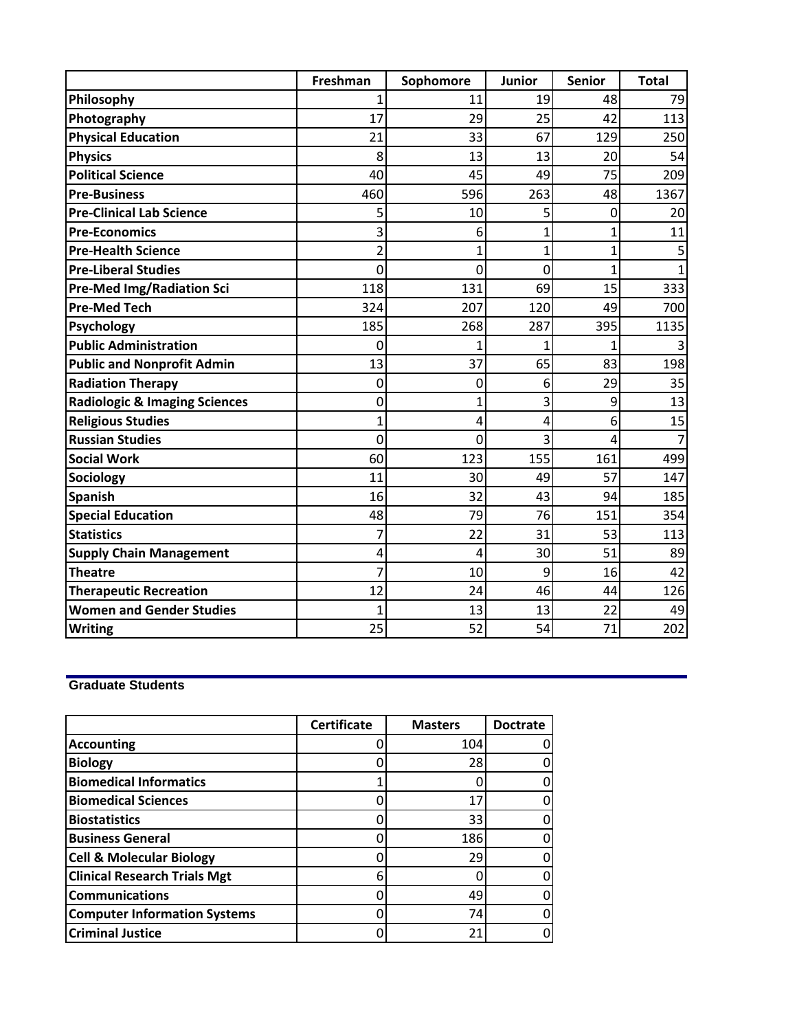| | Freshman | Sophomore | Junior | Senior | Total |
|---|---|---|---|---|---|
| **Philosophy** | 1 | 11 | 19 | 48 | 79 |
| **Photography** | 17 | 29 | 25 | 42 | 113 |
| **Physical Education** | 21 | 33 | 67 | 129 | 250 |
| **Physics** | 8 | 13 | 13 | 20 | 54 |
| **Political Science** | 40 | 45 | 49 | 75 | 209 |
| **Pre-Business** | 460 | 596 | 263 | 48 | 1367 |
| **Pre-Clinical Lab Science** | 5 | 10 | 5 | 0 | 20 |
| **Pre-Economics** | 3 | 6 | 1 | 1 | 11 |
| **Pre-Health Science** | 2 | 1 | 1 | 1 | 5 |
| **Pre-Liberal Studies** | 0 | 0 | 0 | 1 | 1 |
| **Pre-Med Img/Radiation Sci** | 118 | 131 | 69 | 15 | 333 |
| **Pre-Med Tech** | 324 | 207 | 120 | 49 | 700 |
| **Psychology** | 185 | 268 | 287 | 395 | 1135 |
| **Public Administration** | 0 | 1 | 1 | 1 | 3 |
| **Public and Nonprofit Admin** | 13 | 37 | 65 | 83 | 198 |
| **Radiation Therapy** | 0 | 0 | 6 | 29 | 35 |
| **Radiologic & Imaging Sciences** | 0 | 1 | 3 | 9 | 13 |
| **Religious Studies** | 1 | 4 | 4 | 6 | 15 |
| **Russian Studies** | 0 | 0 | 3 | 4 | 7 |
| **Social Work** | 60 | 123 | 155 | 161 | 499 |
| **Sociology** | 11 | 30 | 49 | 57 | 147 |
| **Spanish** | 16 | 32 | 43 | 94 | 185 |
| **Special Education** | 48 | 79 | 76 | 151 | 354 |
| **Statistics** | 7 | 22 | 31 | 53 | 113 |
| **Supply Chain Management** | 4 | 4 | 30 | 51 | 89 |
| **Theatre** | 7 | 10 | 9 | 16 | 42 |
| **Therapeutic Recreation** | 12 | 24 | 46 | 44 | 126 |
| **Women and Gender Studies** | 1 | 13 | 13 | 22 | 49 |
| **Writing** | 25 | 52 | 54 | 71 | 202 |

## Graduate Students

| | Certificate | Masters | Doctrate |
|---|---|---|---|
| **Accounting** | 0 | 104 | 0 |
| **Biology** | 0 | 28 | 0 |
| **Biomedical Informatics** | 1 | 0 | 0 |
| **Biomedical Sciences** | 0 | 17 | 0 |
| **Biostatistics** | 0 | 33 | 0 |
| **Business General** | 0 | 186 | 0 |
| **Cell & Molecular Biology** | 0 | 29 | 0 |
| **Clinical Research Trials Mgt** | 6 | 0 | 0 |
| **Communications** | 0 | 49 | 0 |
| **Computer Information Systems** | 0 | 74 | 0 |
| **Criminal Justice** | 0 | 21 | 0 |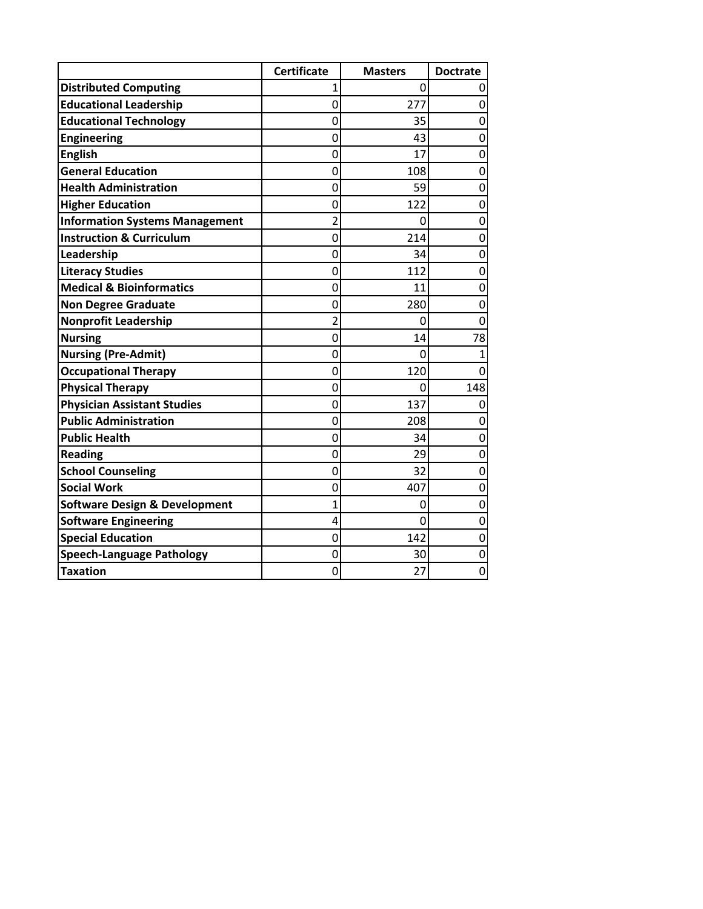| | Certificate | Masters | Doctrate |
| --- | --- | --- | --- |
| **Distributed Computing** | 1 | 0 | 0 |
| **Educational Leadership** | 0 | 277 | 0 |
| **Educational Technology** | 0 | 35 | 0 |
| **Engineering** | 0 | 43 | 0 |
| **English** | 0 | 17 | 0 |
| **General Education** | 0 | 108 | 0 |
| **Health Administration** | 0 | 59 | 0 |
| **Higher Education** | 0 | 122 | 0 |
| **Information Systems Management** | 2 | 0 | 0 |
| **Instruction & Curriculum** | 0 | 214 | 0 |
| **Leadership** | 0 | 34 | 0 |
| **Literacy Studies** | 0 | 112 | 0 |
| **Medical & Bioinformatics** | 0 | 11 | 0 |
| **Non Degree Graduate** | 0 | 280 | 0 |
| **Nonprofit Leadership** | 2 | 0 | 0 |
| **Nursing** | 0 | 14 | 78 |
| **Nursing (Pre-Admit)** | 0 | 0 | 1 |
| **Occupational Therapy** | 0 | 120 | 0 |
| **Physical Therapy** | 0 | 0 | 148 |
| **Physician Assistant Studies** | 0 | 137 | 0 |
| **Public Administration** | 0 | 208 | 0 |
| **Public Health** | 0 | 34 | 0 |
| **Reading** | 0 | 29 | 0 |
| **School Counseling** | 0 | 32 | 0 |
| **Social Work** | 0 | 407 | 0 |
| **Software Design & Development** | 1 | 0 | 0 |
| **Software Engineering** | 4 | 0 | 0 |
| **Special Education** | 0 | 142 | 0 |
| **Speech-Language Pathology** | 0 | 30 | 0 |
| **Taxation** | 0 | 27 | 0 |